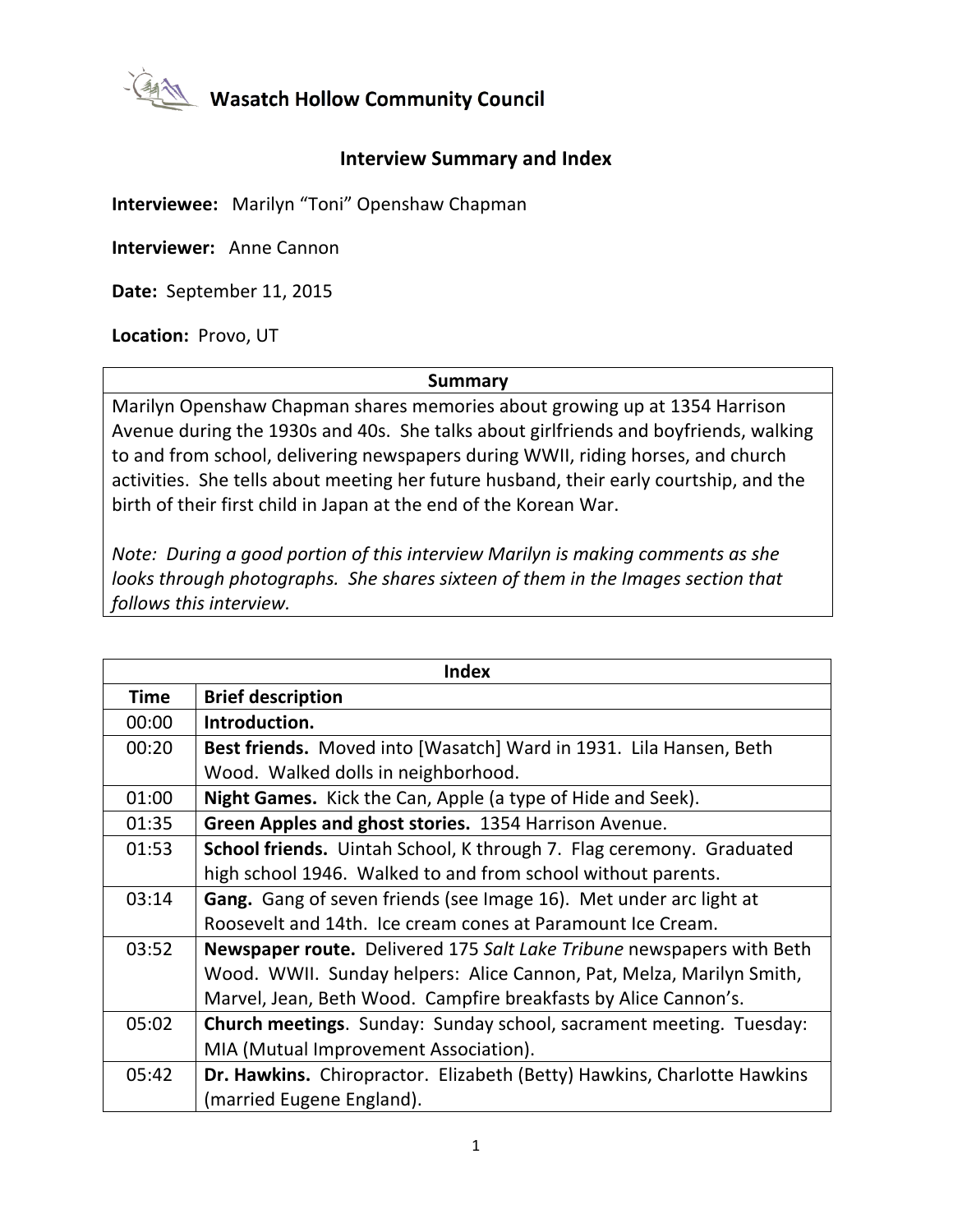# Wasatch Hollow Community Council

## Interview Summary and Index

**Interviewee:** Marilyn "Toni" Openshaw Chapman

**Interviewer:** Anne Cannon

**Date:** September 11, 2015

**Location:** Provo, UT

| Summary |
|---|
| Marilyn Openshaw Chapman shares memories about growing up at 1354 Harrison Avenue during the 1930s and 40s. She talks about girlfriends and boyfriends, walking to and from school, delivering newspapers during WWII, riding horses, and church activities. She tells about meeting her future husband, their early courtship, and the birth of their first child in Japan at the end of the Korean War.<br><br>*Note: During a good portion of this interview Marilyn is making comments as she looks through photographs. She shares sixteen of them in the Images section that follows this interview.* |

| Index | |
|---|---|
| **Time** | **Brief description** |
| 00:00 | **Introduction.** |
| 00:20 | **Best friends.** Moved into [Wasatch] Ward in 1931. Lila Hansen, Beth Wood. Walked dolls in neighborhood. |
| 01:00 | **Night Games.** Kick the Can, Apple (a type of Hide and Seek). |
| 01:35 | **Green Apples and ghost stories.** 1354 Harrison Avenue. |
| 01:53 | **School friends.** Uintah School, K through 7. Flag ceremony. Graduated high school 1946. Walked to and from school without parents. |
| 03:14 | **Gang.** Gang of seven friends (see Image 16). Met under arc light at Roosevelt and 14th. Ice cream cones at Paramount Ice Cream. |
| 03:52 | **Newspaper route.** Delivered 175 *Salt Lake Tribune* newspapers with Beth Wood. WWII. Sunday helpers: Alice Cannon, Pat, Melza, Marilyn Smith, Marvel, Jean, Beth Wood. Campfire breakfasts by Alice Cannon's. |
| 05:02 | **Church meetings**. Sunday: Sunday school, sacrament meeting. Tuesday: MIA (Mutual Improvement Association). |
| 05:42 | **Dr. Hawkins.** Chiropractor. Elizabeth (Betty) Hawkins, Charlotte Hawkins (married Eugene England). |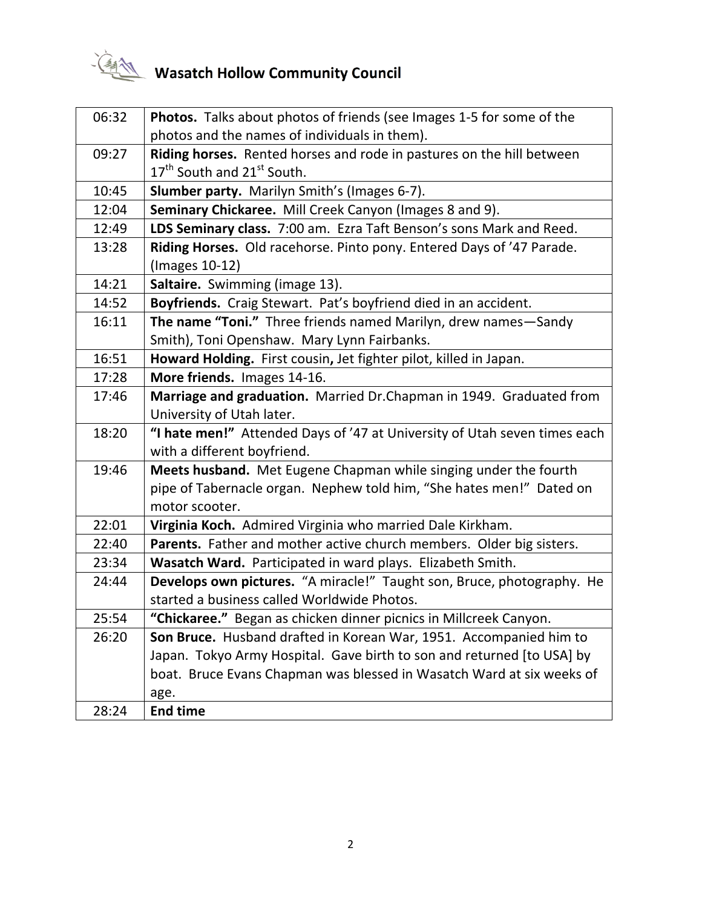| | |
|---|---|
| 06:32 | **Photos.** Talks about photos of friends (see Images 1-5 for some of the photos and the names of individuals in them). |
| 09:27 | **Riding horses.** Rented horses and rode in pastures on the hill between 17th South and 21st South. |
| 10:45 | **Slumber party.** Marilyn Smith's (Images 6-7). |
| 12:04 | **Seminary Chickaree.** Mill Creek Canyon (Images 8 and 9). |
| 12:49 | **LDS Seminary class.** 7:00 am. Ezra Taft Benson's sons Mark and Reed. |
| 13:28 | **Riding Horses.** Old racehorse. Pinto pony. Entered Days of '47 Parade. (Images 10-12) |
| 14:21 | **Saltaire.** Swimming (image 13). |
| 14:52 | **Boyfriends.** Craig Stewart. Pat's boyfriend died in an accident. |
| 16:11 | **The name "Toni."** Three friends named Marilyn, drew names—Sandy Smith), Toni Openshaw. Mary Lynn Fairbanks. |
| 16:51 | **Howard Holding.** First cousin**,** Jet fighter pilot, killed in Japan. |
| 17:28 | **More friends.** Images 14-16. |
| 17:46 | **Marriage and graduation.** Married Dr.Chapman in 1949. Graduated from University of Utah later. |
| 18:20 | **"I hate men!"** Attended Days of '47 at University of Utah seven times each with a different boyfriend. |
| 19:46 | **Meets husband.** Met Eugene Chapman while singing under the fourth pipe of Tabernacle organ. Nephew told him, "She hates men!" Dated on motor scooter. |
| 22:01 | **Virginia Koch.** Admired Virginia who married Dale Kirkham. |
| 22:40 | **Parents.** Father and mother active church members. Older big sisters. |
| 23:34 | **Wasatch Ward.** Participated in ward plays. Elizabeth Smith. |
| 24:44 | **Develops own pictures.** "A miracle!" Taught son, Bruce, photography. He started a business called Worldwide Photos. |
| 25:54 | **"Chickaree."** Began as chicken dinner picnics in Millcreek Canyon. |
| 26:20 | **Son Bruce.** Husband drafted in Korean War, 1951. Accompanied him to Japan. Tokyo Army Hospital. Gave birth to son and returned [to USA] by boat. Bruce Evans Chapman was blessed in Wasatch Ward at six weeks of age. |
| 28:24 | **End time** |